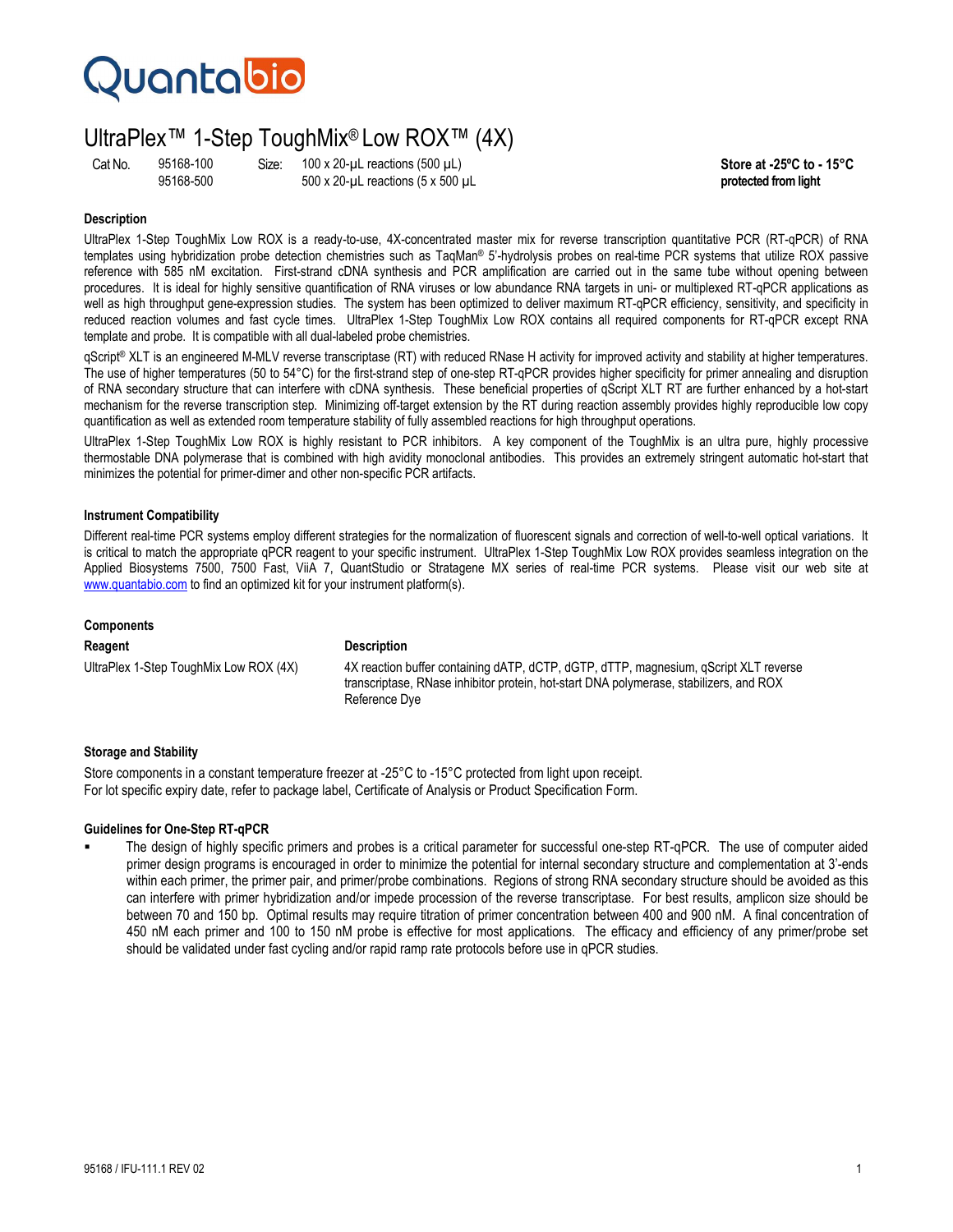Quantabio

# UltraPlex™ 1-Step ToughMix® Low ROX™ (4X)

| Cat No. | | Size: | | |
|---|---|---|---|---|
| | 95168-100 | | 100 x 20-µL reactions (500 µL) | **Store at -25ºC to - 15°C** |
| | 95168-500 | | 500 x 20-µL reactions (5 x 500 µL | **protected from light** |

## Description

UltraPlex 1-Step ToughMix Low ROX is a ready-to-use, 4X-concentrated master mix for reverse transcription quantitative PCR (RT-qPCR) of RNA templates using hybridization probe detection chemistries such as TaqMan® 5'-hydrolysis probes on real-time PCR systems that utilize ROX passive reference with 585 nM excitation. First-strand cDNA synthesis and PCR amplification are carried out in the same tube without opening between procedures. It is ideal for highly sensitive quantification of RNA viruses or low abundance RNA targets in uni- or multiplexed RT-qPCR applications as well as high throughput gene-expression studies. The system has been optimized to deliver maximum RT-qPCR efficiency, sensitivity, and specificity in reduced reaction volumes and fast cycle times. UltraPlex 1-Step ToughMix Low ROX contains all required components for RT-qPCR except RNA template and probe. It is compatible with all dual-labeled probe chemistries.

qScript® XLT is an engineered M-MLV reverse transcriptase (RT) with reduced RNase H activity for improved activity and stability at higher temperatures. The use of higher temperatures (50 to 54°C) for the first-strand step of one-step RT-qPCR provides higher specificity for primer annealing and disruption of RNA secondary structure that can interfere with cDNA synthesis. These beneficial properties of qScript XLT RT are further enhanced by a hot-start mechanism for the reverse transcription step. Minimizing off-target extension by the RT during reaction assembly provides highly reproducible low copy quantification as well as extended room temperature stability of fully assembled reactions for high throughput operations.

UltraPlex 1-Step ToughMix Low ROX is highly resistant to PCR inhibitors. A key component of the ToughMix is an ultra pure, highly processive thermostable DNA polymerase that is combined with high avidity monoclonal antibodies. This provides an extremely stringent automatic hot-start that minimizes the potential for primer-dimer and other non-specific PCR artifacts.

## Instrument Compatibility

Different real-time PCR systems employ different strategies for the normalization of fluorescent signals and correction of well-to-well optical variations. It is critical to match the appropriate qPCR reagent to your specific instrument. UltraPlex 1-Step ToughMix Low ROX provides seamless integration on the Applied Biosystems 7500, 7500 Fast, ViiA 7, QuantStudio or Stratagene MX series of real-time PCR systems. Please visit our web site at www.quantabio.com to find an optimized kit for your instrument platform(s).

## Components

| Reagent | Description |
|---|---|
| UltraPlex 1-Step ToughMix Low ROX (4X) | 4X reaction buffer containing dATP, dCTP, dGTP, dTTP, magnesium, qScript XLT reverse transcriptase, RNase inhibitor protein, hot-start DNA polymerase, stabilizers, and ROX Reference Dye |

## Storage and Stability

Store components in a constant temperature freezer at -25°C to -15°C protected from light upon receipt.
For lot specific expiry date, refer to package label, Certificate of Analysis or Product Specification Form.

## Guidelines for One-Step RT-qPCR

- The design of highly specific primers and probes is a critical parameter for successful one-step RT-qPCR. The use of computer aided primer design programs is encouraged in order to minimize the potential for internal secondary structure and complementation at 3'-ends within each primer, the primer pair, and primer/probe combinations. Regions of strong RNA secondary structure should be avoided as this can interfere with primer hybridization and/or impede procession of the reverse transcriptase. For best results, amplicon size should be between 70 and 150 bp. Optimal results may require titration of primer concentration between 400 and 900 nM. A final concentration of 450 nM each primer and 100 to 150 nM probe is effective for most applications. The efficacy and efficiency of any primer/probe set should be validated under fast cycling and/or rapid ramp rate protocols before use in qPCR studies.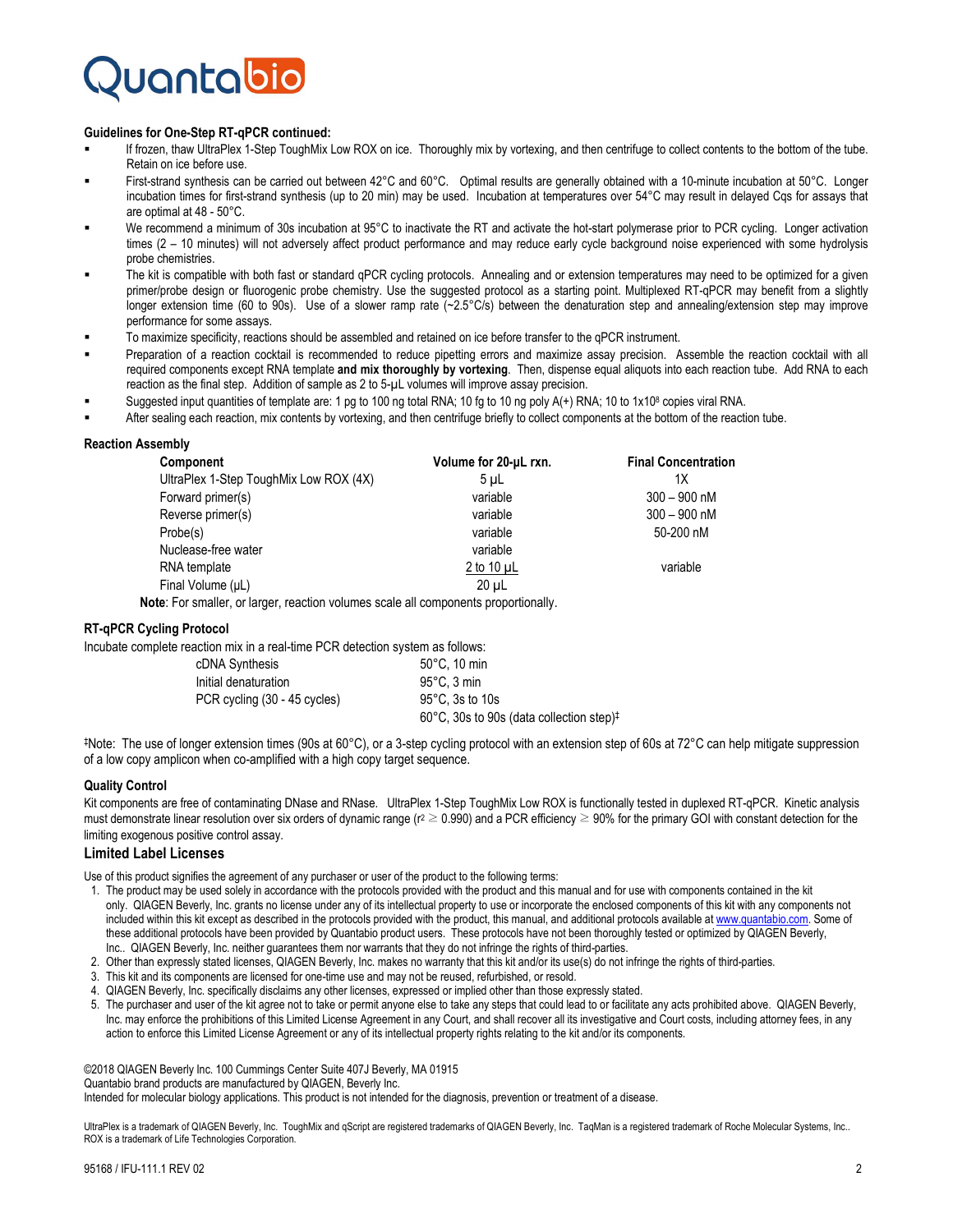**Guidelines for One-Step RT-qPCR continued:**

- If frozen, thaw UltraPlex 1-Step ToughMix Low ROX on ice. Thoroughly mix by vortexing, and then centrifuge to collect contents to the bottom of the tube. Retain on ice before use.
- First-strand synthesis can be carried out between 42°C and 60°C. Optimal results are generally obtained with a 10-minute incubation at 50°C. Longer incubation times for first-strand synthesis (up to 20 min) may be used. Incubation at temperatures over 54°C may result in delayed Cqs for assays that are optimal at 48 - 50°C.
- We recommend a minimum of 30s incubation at 95°C to inactivate the RT and activate the hot-start polymerase prior to PCR cycling. Longer activation times (2 – 10 minutes) will not adversely affect product performance and may reduce early cycle background noise experienced with some hydrolysis probe chemistries.
- The kit is compatible with both fast or standard qPCR cycling protocols. Annealing and or extension temperatures may need to be optimized for a given primer/probe design or fluorogenic probe chemistry. Use the suggested protocol as a starting point. Multiplexed RT-qPCR may benefit from a slightly longer extension time (60 to 90s). Use of a slower ramp rate (~2.5°C/s) between the denaturation step and annealing/extension step may improve performance for some assays.
- To maximize specificity, reactions should be assembled and retained on ice before transfer to the qPCR instrument.
- Preparation of a reaction cocktail is recommended to reduce pipetting errors and maximize assay precision. Assemble the reaction cocktail with all required components except RNA template **and mix thoroughly by vortexing**. Then, dispense equal aliquots into each reaction tube. Add RNA to each reaction as the final step. Addition of sample as 2 to 5-µL volumes will improve assay precision.
- Suggested input quantities of template are: 1 pg to 100 ng total RNA; 10 fg to 10 ng poly A(+) RNA; 10 to $1x10^8$ copies viral RNA.
- After sealing each reaction, mix contents by vortexing, and then centrifuge briefly to collect components at the bottom of the reaction tube.

**Reaction Assembly**

| Component | Volume for 20-µL rxn. | Final Concentration |
|---|---|---|
| UltraPlex 1-Step ToughMix Low ROX (4X) | 5 µL | 1X |
| Forward primer(s) | variable | 300 – 900 nM |
| Reverse primer(s) | variable | 300 – 900 nM |
| Probe(s) | variable | 50-200 nM |
| Nuclease-free water | variable | |
| RNA template | 2 to 10 µL | variable |
| Final Volume (µL) | 20 µL | |

**Note**: For smaller, or larger, reaction volumes scale all components proportionally.

**RT-qPCR Cycling Protocol**

Incubate complete reaction mix in a real-time PCR detection system as follows:

| | |
|---|---|
| cDNA Synthesis | 50°C, 10 min |
| Initial denaturation | 95°C, 3 min |
| PCR cycling (30 - 45 cycles) | 95°C, 3s to 10s |
| | 60°C, 30s to 90s (data collection step)‡ |

‡Note: The use of longer extension times (90s at 60°C), or a 3-step cycling protocol with an extension step of 60s at 72°C can help mitigate suppression of a low copy amplicon when co-amplified with a high copy target sequence.

**Quality Control**

Kit components are free of contaminating DNase and RNase. UltraPlex 1-Step ToughMix Low ROX is functionally tested in duplexed RT-qPCR. Kinetic analysis must demonstrate linear resolution over six orders of dynamic range ($r^2 \geq 0.990$) and a PCR efficiency ≥ 90% for the primary GOI with constant detection for the limiting exogenous positive control assay.

## Limited Label Licenses

Use of this product signifies the agreement of any purchaser or user of the product to the following terms:

1. The product may be used solely in accordance with the protocols provided with the product and this manual and for use with components contained in the kit only. QIAGEN Beverly, Inc. grants no license under any of its intellectual property to use or incorporate the enclosed components of this kit with any components not included within this kit except as described in the protocols provided with the product, this manual, and additional protocols available at www.quantabio.com. Some of these additional protocols have been provided by Quantabio product users. These protocols have not been thoroughly tested or optimized by QIAGEN Beverly, Inc.. QIAGEN Beverly, Inc. neither guarantees them nor warrants that they do not infringe the rights of third-parties.
2. Other than expressly stated licenses, QIAGEN Beverly, Inc. makes no warranty that this kit and/or its use(s) do not infringe the rights of third-parties.
3. This kit and its components are licensed for one-time use and may not be reused, refurbished, or resold.
4. QIAGEN Beverly, Inc. specifically disclaims any other licenses, expressed or implied other than those expressly stated.
5. The purchaser and user of the kit agree not to take or permit anyone else to take any steps that could lead to or facilitate any acts prohibited above. QIAGEN Beverly, Inc. may enforce the prohibitions of this Limited License Agreement in any Court, and shall recover all its investigative and Court costs, including attorney fees, in any action to enforce this Limited License Agreement or any of its intellectual property rights relating to the kit and/or its components.

©2018 QIAGEN Beverly Inc. 100 Cummings Center Suite 407J Beverly, MA 01915
Quantabio brand products are manufactured by QIAGEN, Beverly Inc.
Intended for molecular biology applications. This product is not intended for the diagnosis, prevention or treatment of a disease.

UltraPlex is a trademark of QIAGEN Beverly, Inc. ToughMix and qScript are registered trademarks of QIAGEN Beverly, Inc. TaqMan is a registered trademark of Roche Molecular Systems, Inc.. ROX is a trademark of Life Technologies Corporation.

95168 / IFU-111.1 REV 02